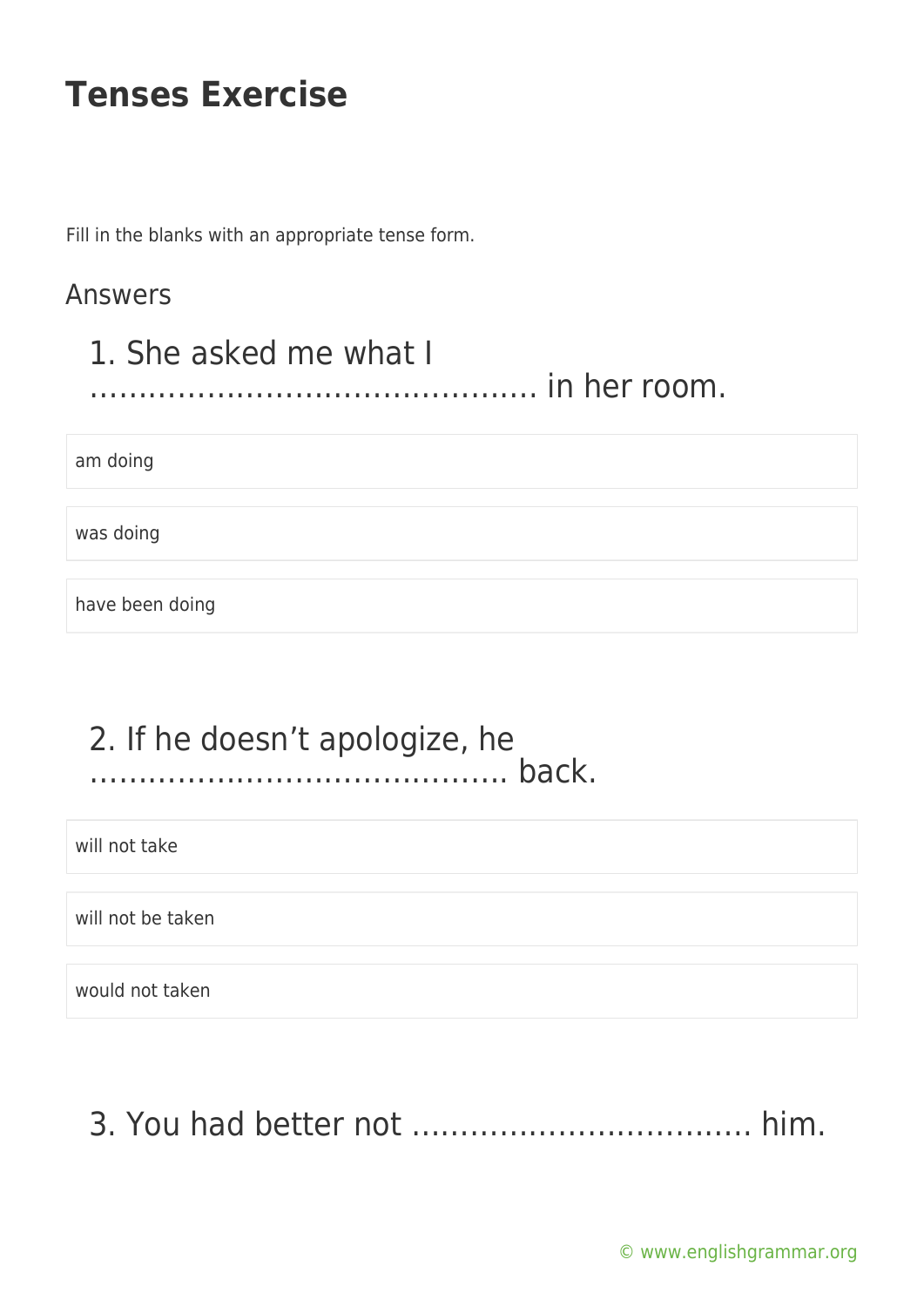# Tenses Exercise

Fill in the blanks with an appropriate tense form.

## Answers

### 1. She asked me what I ………………………………………. in her room.

- am doing
- was doing
- have been doing

### 2. If he doesn't apologize, he ……………………………………. back.

- will not take
- will not be taken
- would not taken

### 3. You had better not ……………………………. him.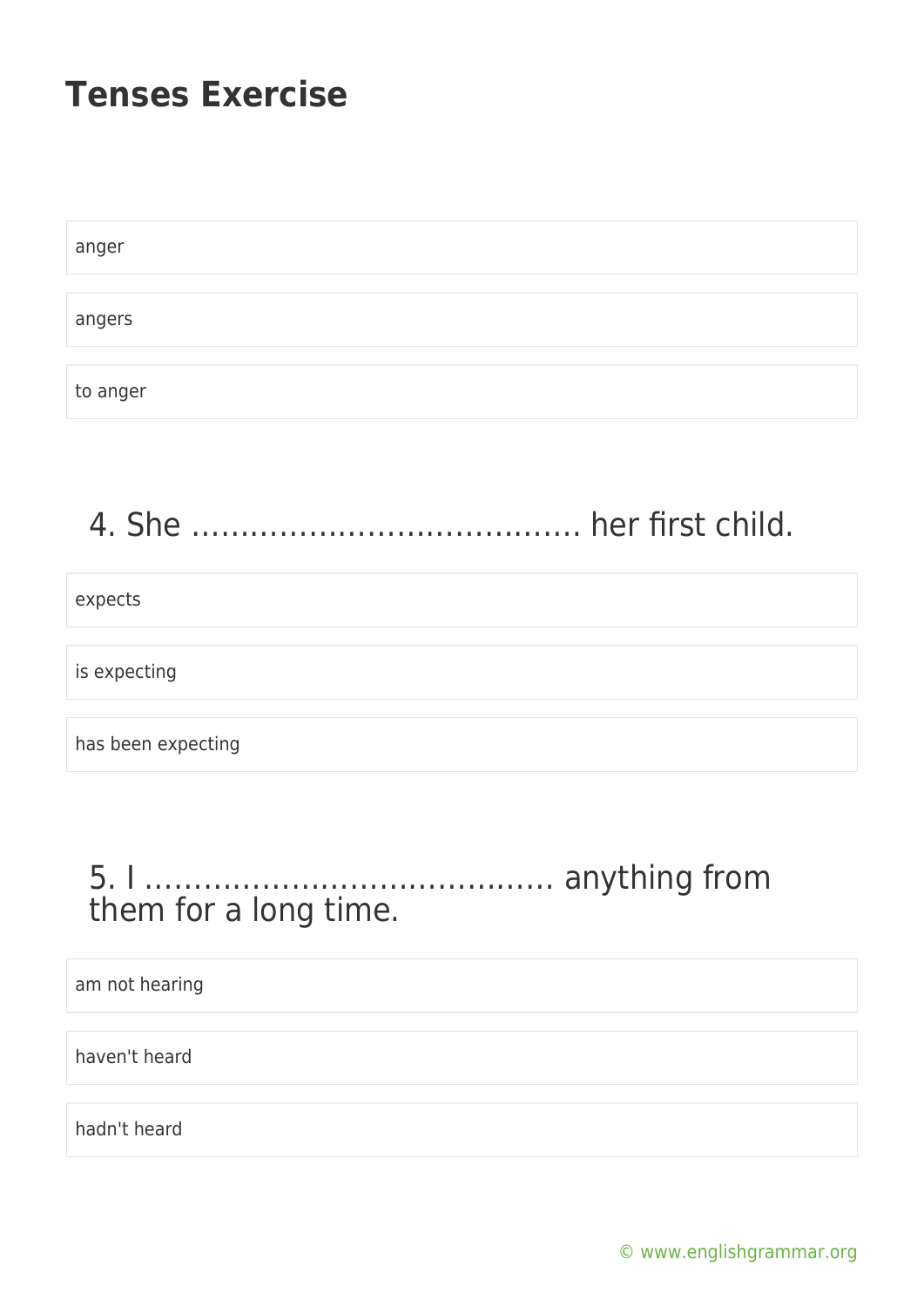# Tenses Exercise

- anger
- angers
- to anger

## 4. She …………………………………. her first child.

- expects
- is expecting
- has been expecting

## 5. I ……………………………………. anything from them for a long time.

- am not hearing
- haven't heard
- hadn't heard

© www.englishgrammar.org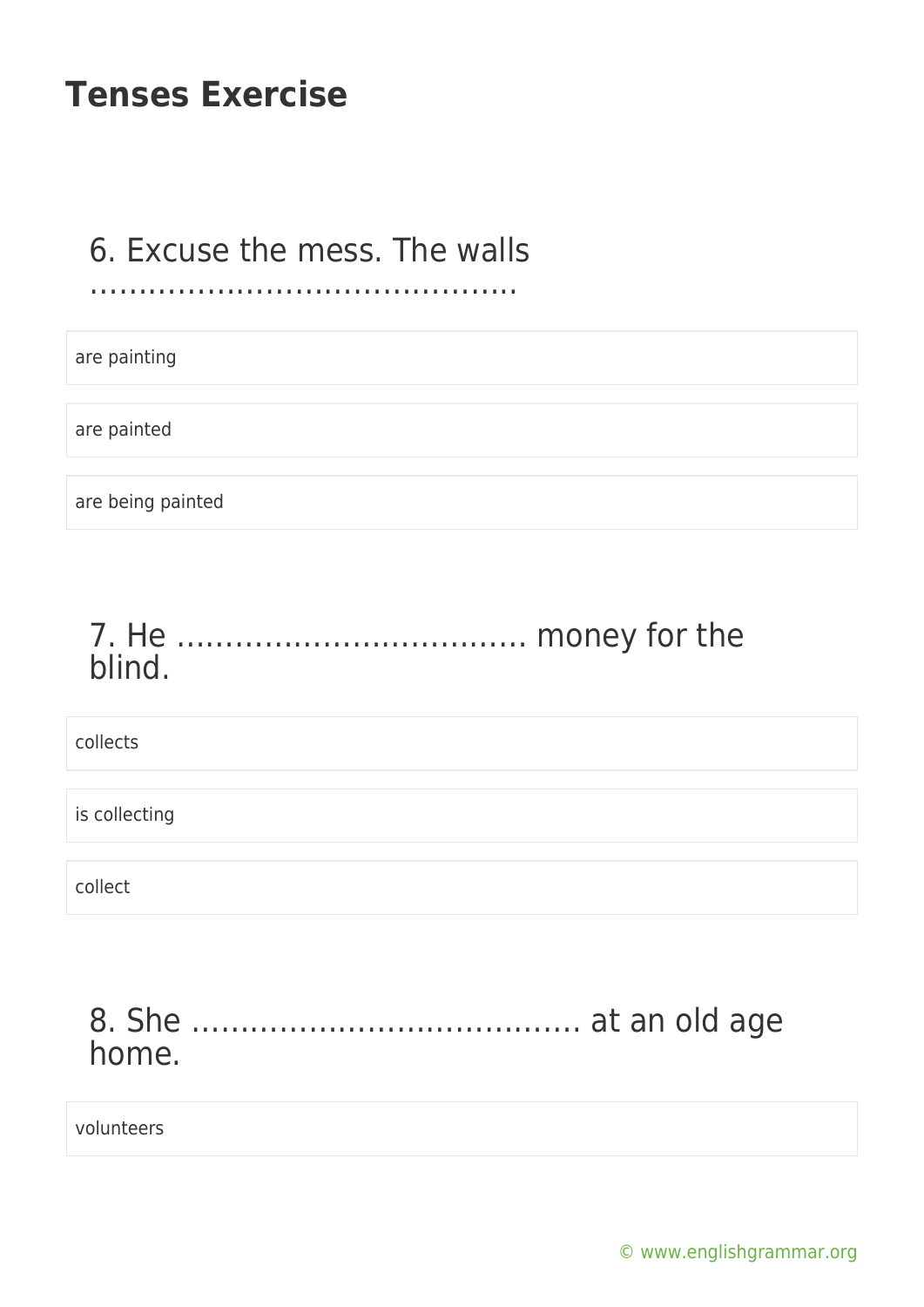# Tenses Exercise

## 6. Excuse the mess. The walls ……………………………………

are painting

are painted

are being painted

## 7. He ……………………………… money for the blind.

collects

is collecting

collect

## 8. She ………………………………… at an old age home.

volunteers

© www.englishgrammar.org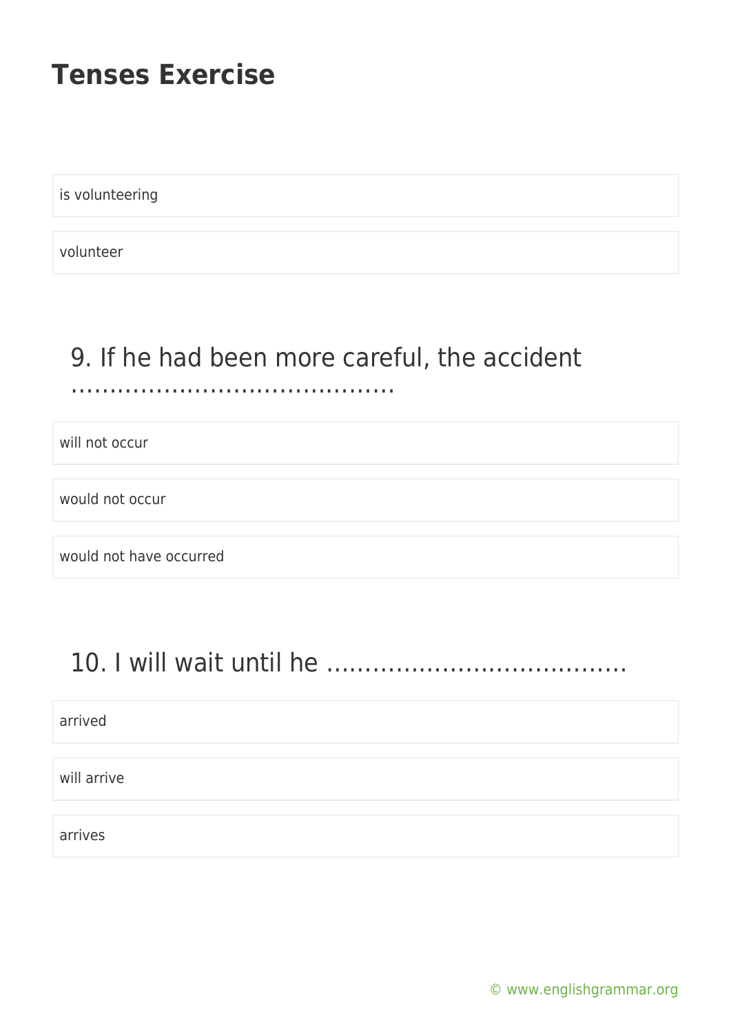is volunteering

volunteer

## 9. If he had been more careful, the accident ……………………………………

will not occur

would not occur

would not have occurred

## 10. I will wait until he …………………………………

arrived

will arrive

arrives

© www.englishgrammar.org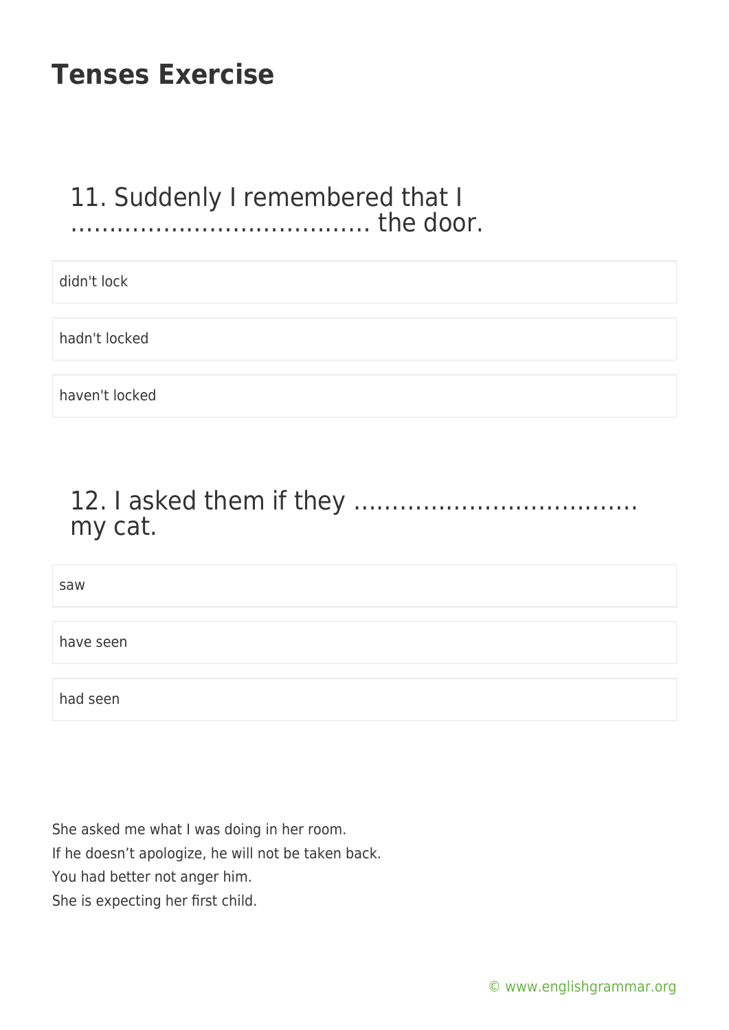# Tenses Exercise

## 11. Suddenly I remembered that I ………………………………. the door.

- didn't lock
- hadn't locked
- haven't locked

## 12. I asked them if they ………………………………. my cat.

- saw
- have seen
- had seen

She asked me what I was doing in her room.
If he doesn't apologize, he will not be taken back.
You had better not anger him.
She is expecting her first child.

© www.englishgrammar.org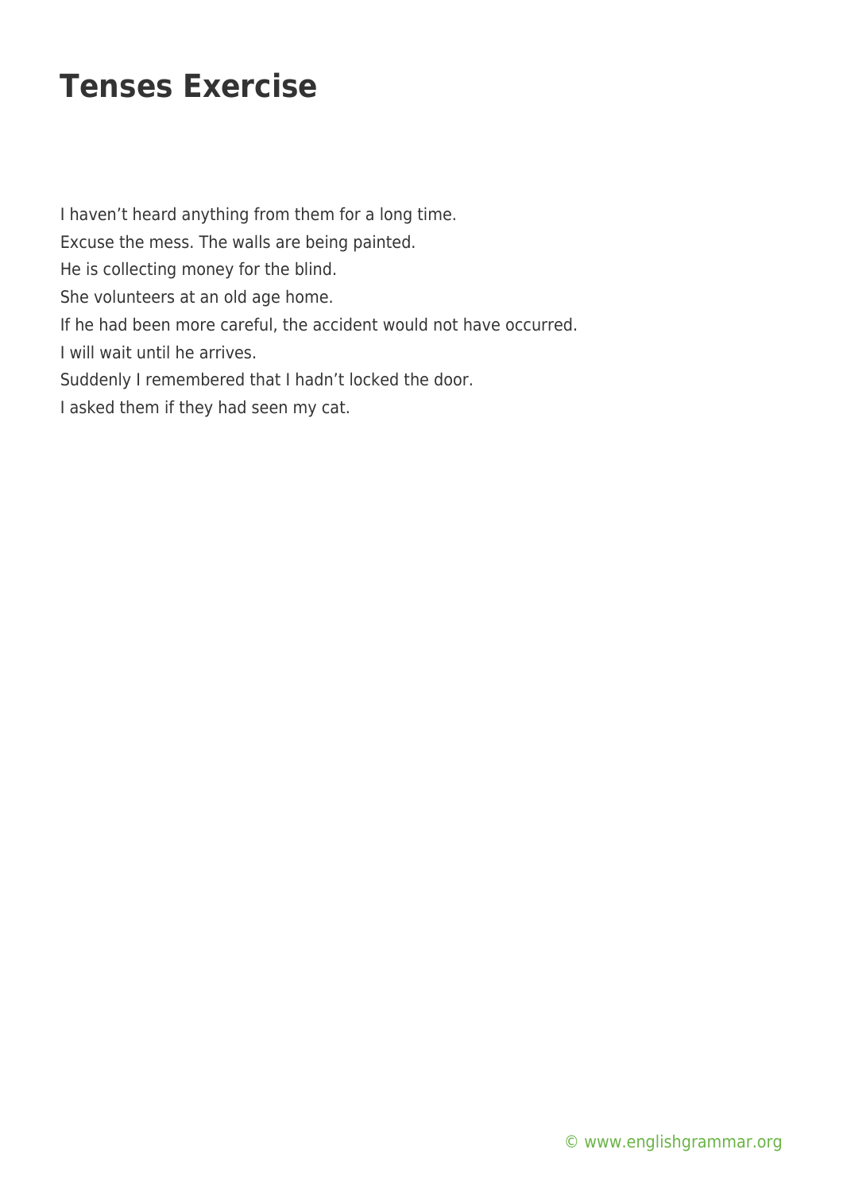# Tenses Exercise

I haven't heard anything from them for a long time.

Excuse the mess. The walls are being painted.

He is collecting money for the blind.

She volunteers at an old age home.

If he had been more careful, the accident would not have occurred.

I will wait until he arrives.

Suddenly I remembered that I hadn't locked the door.

I asked them if they had seen my cat.